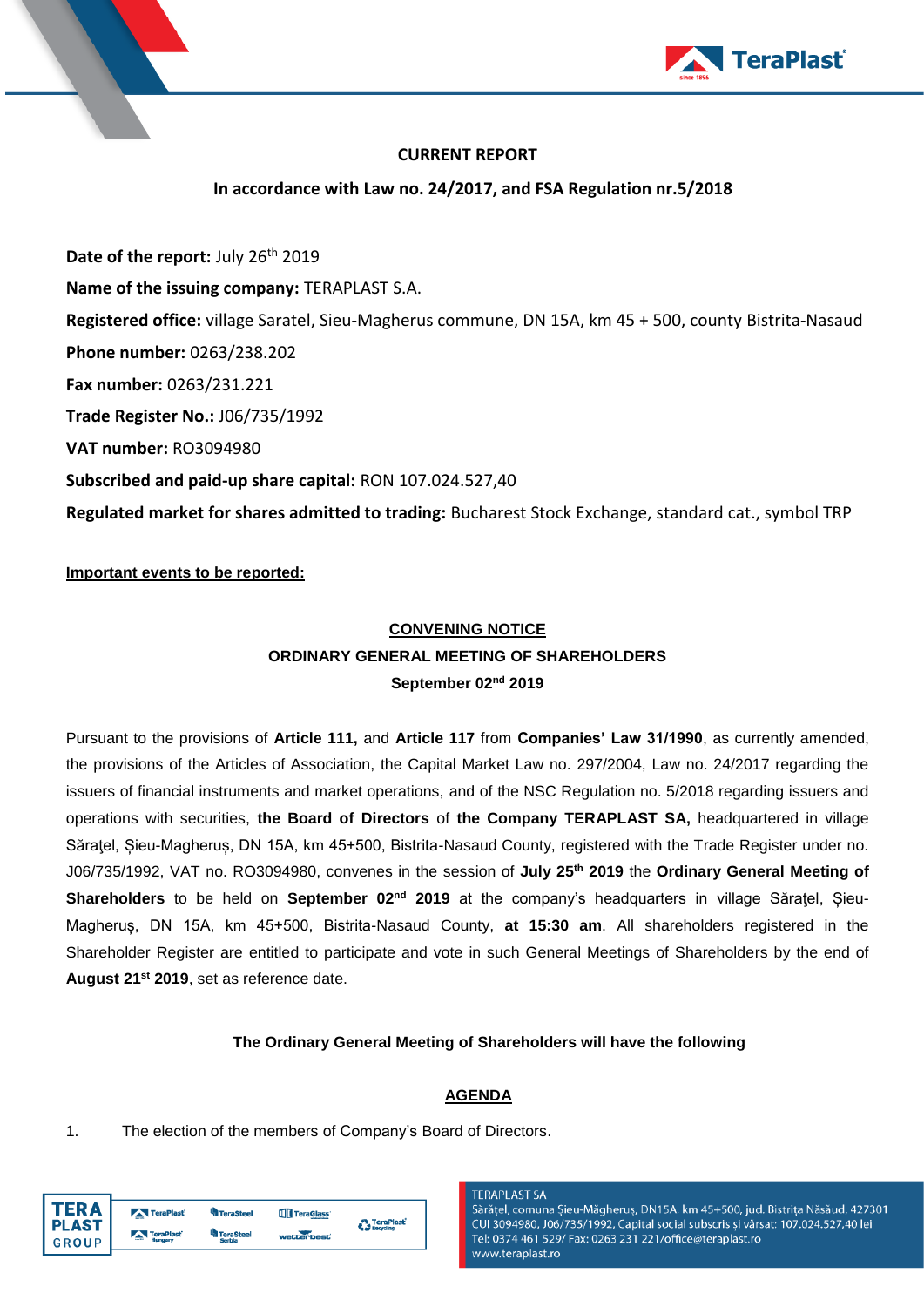**CURRENT REPORT**

**In accordance with Law no. 24/2017, and FSA Regulation nr.5/2018**

**Date of the report:** July 26th 2019

**Name of the issuing company:** TERAPLAST S.A.

**Registered office:** village Saratel, Sieu-Magherus commune, DN 15A, km 45 + 500, county Bistrita-Nasaud

**Phone number:** 0263/238.202

**Fax number:** 0263/231.221

**Trade Register No.:** J06/735/1992

**VAT number:** RO3094980

**Subscribed and paid-up share capital:** RON 107.024.527,40

**Regulated market for shares admitted to trading:** Bucharest Stock Exchange, standard cat., symbol TRP

**Important events to be reported:**

**CONVENING NOTICE**

**ORDINARY GENERAL MEETING OF SHAREHOLDERS**

**September 02nd 2019**

Pursuant to the provisions of **Article 111,** and **Article 117** from **Companies' Law 31/1990**, as currently amended, the provisions of the Articles of Association, the Capital Market Law no. 297/2004, Law no. 24/2017 regarding the issuers of financial instruments and market operations, and of the NSC Regulation no. 5/2018 regarding issuers and operations with securities, **the Board of Directors** of **the Company TERAPLAST SA,** headquartered in village Săraţel, Șieu-Magheruș, DN 15A, km 45+500, Bistrita-Nasaud County, registered with the Trade Register under no. J06/735/1992, VAT no. RO3094980, convenes in the session of **July 25th 2019** the **Ordinary General Meeting of Shareholders** to be held on **September 02nd 2019** at the company's headquarters in village Săraţel, Șieu-Magheruș, DN 15A, km 45+500, Bistrita-Nasaud County, **at 15:30 am**. All shareholders registered in the Shareholder Register are entitled to participate and vote in such General Meetings of Shareholders by the end of **August 21st 2019**, set as reference date.

**The Ordinary General Meeting of Shareholders will have the following**

**AGENDA**

1. The election of the members of Company's Board of Directors.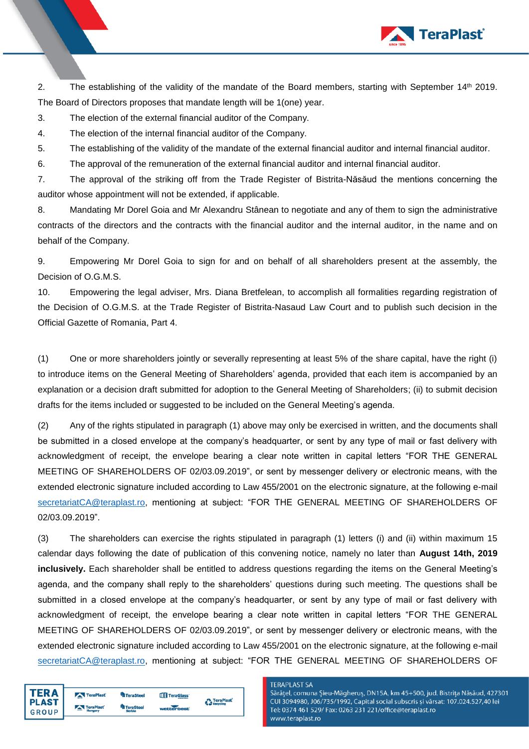2. The establishing of the validity of the mandate of the Board members, starting with September 14th 2019. The Board of Directors proposes that mandate length will be 1(one) year.

3. The election of the external financial auditor of the Company.

4. The election of the internal financial auditor of the Company.

5. The establishing of the validity of the mandate of the external financial auditor and internal financial auditor.

6. The approval of the remuneration of the external financial auditor and internal financial auditor.

7. The approval of the striking off from the Trade Register of Bistrita-Năsăud the mentions concerning the auditor whose appointment will not be extended, if applicable.

8. Mandating Mr Dorel Goia and Mr Alexandru Stânean to negotiate and any of them to sign the administrative contracts of the directors and the contracts with the financial auditor and the internal auditor, in the name and on behalf of the Company.

9. Empowering Mr Dorel Goia to sign for and on behalf of all shareholders present at the assembly, the Decision of O.G.M.S.

10. Empowering the legal adviser, Mrs. Diana Bretfelean, to accomplish all formalities regarding registration of the Decision of O.G.M.S. at the Trade Register of Bistrita-Nasaud Law Court and to publish such decision in the Official Gazette of Romania, Part 4.

(1) One or more shareholders jointly or severally representing at least 5% of the share capital, have the right (i) to introduce items on the General Meeting of Shareholders' agenda, provided that each item is accompanied by an explanation or a decision draft submitted for adoption to the General Meeting of Shareholders; (ii) to submit decision drafts for the items included or suggested to be included on the General Meeting's agenda.

(2) Any of the rights stipulated in paragraph (1) above may only be exercised in written, and the documents shall be submitted in a closed envelope at the company's headquarter, or sent by any type of mail or fast delivery with acknowledgment of receipt, the envelope bearing a clear note written in capital letters "FOR THE GENERAL MEETING OF SHAREHOLDERS OF 02/03.09.2019", or sent by messenger delivery or electronic means, with the extended electronic signature included according to Law 455/2001 on the electronic signature, at the following e-mail secretariatCA@teraplast.ro, mentioning at subject: "FOR THE GENERAL MEETING OF SHAREHOLDERS OF 02/03.09.2019".

(3) The shareholders can exercise the rights stipulated in paragraph (1) letters (i) and (ii) within maximum 15 calendar days following the date of publication of this convening notice, namely no later than **August 14th, 2019 inclusively.** Each shareholder shall be entitled to address questions regarding the items on the General Meeting's agenda, and the company shall reply to the shareholders' questions during such meeting. The questions shall be submitted in a closed envelope at the company's headquarter, or sent by any type of mail or fast delivery with acknowledgment of receipt, the envelope bearing a clear note written in capital letters "FOR THE GENERAL MEETING OF SHAREHOLDERS OF 02/03.09.2019", or sent by messenger delivery or electronic means, with the extended electronic signature included according to Law 455/2001 on the electronic signature, at the following e-mail secretariatCA@teraplast.ro, mentioning at subject: "FOR THE GENERAL MEETING OF SHAREHOLDERS OF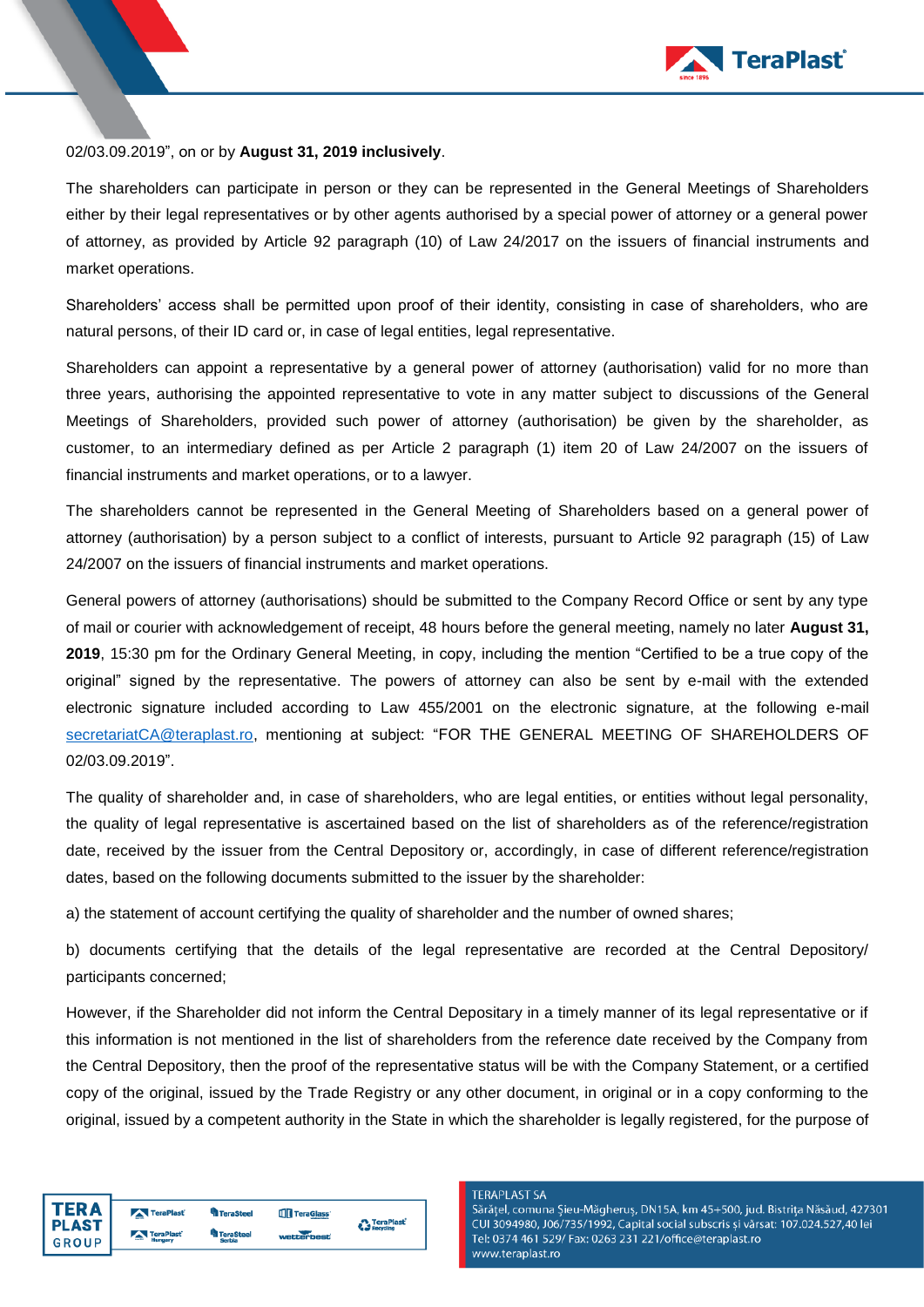02/03.09.2019”, on or by **August 31, 2019 inclusively**.

The shareholders can participate in person or they can be represented in the General Meetings of Shareholders either by their legal representatives or by other agents authorised by a special power of attorney or a general power of attorney, as provided by Article 92 paragraph (10) of Law 24/2017 on the issuers of financial instruments and market operations.

Shareholders' access shall be permitted upon proof of their identity, consisting in case of shareholders, who are natural persons, of their ID card or, in case of legal entities, legal representative.

Shareholders can appoint a representative by a general power of attorney (authorisation) valid for no more than three years, authorising the appointed representative to vote in any matter subject to discussions of the General Meetings of Shareholders, provided such power of attorney (authorisation) be given by the shareholder, as customer, to an intermediary defined as per Article 2 paragraph (1) item 20 of Law 24/2007 on the issuers of financial instruments and market operations, or to a lawyer.

The shareholders cannot be represented in the General Meeting of Shareholders based on a general power of attorney (authorisation) by a person subject to a conflict of interests, pursuant to Article 92 paragraph (15) of Law 24/2007 on the issuers of financial instruments and market operations.

General powers of attorney (authorisations) should be submitted to the Company Record Office or sent by any type of mail or courier with acknowledgement of receipt, 48 hours before the general meeting, namely no later **August 31, 2019**, 15:30 pm for the Ordinary General Meeting, in copy, including the mention “Certified to be a true copy of the original” signed by the representative. The powers of attorney can also be sent by e-mail with the extended electronic signature included according to Law 455/2001 on the electronic signature, at the following e-mail secretariatCA@teraplast.ro, mentioning at subject: “FOR THE GENERAL MEETING OF SHAREHOLDERS OF 02/03.09.2019”.

The quality of shareholder and, in case of shareholders, who are legal entities, or entities without legal personality, the quality of legal representative is ascertained based on the list of shareholders as of the reference/registration date, received by the issuer from the Central Depository or, accordingly, in case of different reference/registration dates, based on the following documents submitted to the issuer by the shareholder:

a) the statement of account certifying the quality of shareholder and the number of owned shares;

b) documents certifying that the details of the legal representative are recorded at the Central Depository/ participants concerned;

However, if the Shareholder did not inform the Central Depositary in a timely manner of its legal representative or if this information is not mentioned in the list of shareholders from the reference date received by the Company from the Central Depository, then the proof of the representative status will be with the Company Statement, or a certified copy of the original, issued by the Trade Registry or any other document, in original or in a copy conforming to the original, issued by a competent authority in the State in which the shareholder is legally registered, for the purpose of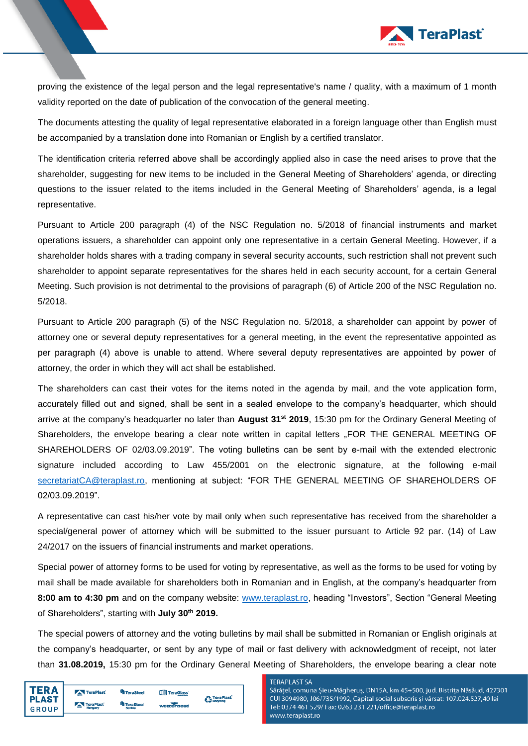proving the existence of the legal person and the legal representative's name / quality, with a maximum of 1 month validity reported on the date of publication of the convocation of the general meeting.

The documents attesting the quality of legal representative elaborated in a foreign language other than English must be accompanied by a translation done into Romanian or English by a certified translator.

The identification criteria referred above shall be accordingly applied also in case the need arises to prove that the shareholder, suggesting for new items to be included in the General Meeting of Shareholders' agenda, or directing questions to the issuer related to the items included in the General Meeting of Shareholders' agenda, is a legal representative.

Pursuant to Article 200 paragraph (4) of the NSC Regulation no. 5/2018 of financial instruments and market operations issuers, a shareholder can appoint only one representative in a certain General Meeting. However, if a shareholder holds shares with a trading company in several security accounts, such restriction shall not prevent such shareholder to appoint separate representatives for the shares held in each security account, for a certain General Meeting. Such provision is not detrimental to the provisions of paragraph (6) of Article 200 of the NSC Regulation no. 5/2018.

Pursuant to Article 200 paragraph (5) of the NSC Regulation no. 5/2018, a shareholder can appoint by power of attorney one or several deputy representatives for a general meeting, in the event the representative appointed as per paragraph (4) above is unable to attend. Where several deputy representatives are appointed by power of attorney, the order in which they will act shall be established.

The shareholders can cast their votes for the items noted in the agenda by mail, and the vote application form, accurately filled out and signed, shall be sent in a sealed envelope to the company's headquarter, which should arrive at the company's headquarter no later than **August 31st 2019**, 15:30 pm for the Ordinary General Meeting of Shareholders, the envelope bearing a clear note written in capital letters „FOR THE GENERAL MEETING OF SHAREHOLDERS OF 02/03.09.2019". The voting bulletins can be sent by e-mail with the extended electronic signature included according to Law 455/2001 on the electronic signature, at the following e-mail secretariatCA@teraplast.ro, mentioning at subject: "FOR THE GENERAL MEETING OF SHAREHOLDERS OF 02/03.09.2019".

A representative can cast his/her vote by mail only when such representative has received from the shareholder a special/general power of attorney which will be submitted to the issuer pursuant to Article 92 par. (14) of Law 24/2017 on the issuers of financial instruments and market operations.

Special power of attorney forms to be used for voting by representative, as well as the forms to be used for voting by mail shall be made available for shareholders both in Romanian and in English, at the company's headquarter from **8:00 am to 4:30 pm** and on the company website: www.teraplast.ro, heading "Investors", Section "General Meeting of Shareholders", starting with **July 30th 2019.**

The special powers of attorney and the voting bulletins by mail shall be submitted in Romanian or English originals at the company's headquarter, or sent by any type of mail or fast delivery with acknowledgment of receipt, not later than **31.08.2019,** 15:30 pm for the Ordinary General Meeting of Shareholders, the envelope bearing a clear note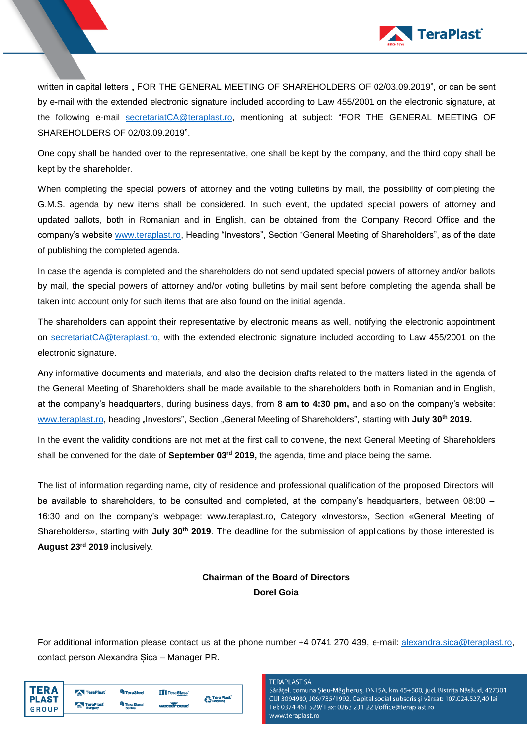written in capital letters „ FOR THE GENERAL MEETING OF SHAREHOLDERS OF 02/03.09.2019", or can be sent by e-mail with the extended electronic signature included according to Law 455/2001 on the electronic signature, at the following e-mail secretariatCA@teraplast.ro, mentioning at subject: "FOR THE GENERAL MEETING OF SHAREHOLDERS OF 02/03.09.2019".

One copy shall be handed over to the representative, one shall be kept by the company, and the third copy shall be kept by the shareholder.

When completing the special powers of attorney and the voting bulletins by mail, the possibility of completing the G.M.S. agenda by new items shall be considered. In such event, the updated special powers of attorney and updated ballots, both in Romanian and in English, can be obtained from the Company Record Office and the company's website www.teraplast.ro, Heading "Investors", Section "General Meeting of Shareholders", as of the date of publishing the completed agenda.

In case the agenda is completed and the shareholders do not send updated special powers of attorney and/or ballots by mail, the special powers of attorney and/or voting bulletins by mail sent before completing the agenda shall be taken into account only for such items that are also found on the initial agenda.

The shareholders can appoint their representative by electronic means as well, notifying the electronic appointment on secretariatCA@teraplast.ro, with the extended electronic signature included according to Law 455/2001 on the electronic signature.

Any informative documents and materials, and also the decision drafts related to the matters listed in the agenda of the General Meeting of Shareholders shall be made available to the shareholders both in Romanian and in English, at the company's headquarters, during business days, from **8 am to 4:30 pm,** and also on the company's website: www.teraplast.ro, heading „Investors", Section „General Meeting of Shareholders", starting with **July 30th 2019.**

In the event the validity conditions are not met at the first call to convene, the next General Meeting of Shareholders shall be convened for the date of **September 03rd 2019,** the agenda, time and place being the same.

The list of information regarding name, city of residence and professional qualification of the proposed Directors will be available to shareholders, to be consulted and completed, at the company's headquarters, between 08:00 – 16:30 and on the company's webpage: www.teraplast.ro, Category «Investors», Section «General Meeting of Shareholders», starting with **July 30th 2019**. The deadline for the submission of applications by those interested is **August 23rd 2019** inclusively.

**Chairman of the Board of Directors**
**Dorel Goia**

For additional information please contact us at the phone number +4 0741 270 439, e-mail: alexandra.sica@teraplast.ro, contact person Alexandra Șica – Manager PR.

TERAPLAST SA
Sărățel, comuna Șieu-Măgheruș, DN15A, km 45+500, jud. Bistrița Năsăud, 427301
CUI 3094980, J06/735/1992, Capital social subscris și vărsat: 107.024.527,40 lei
Tel: 0374 461 529/ Fax: 0263 231 221/office@teraplast.ro
www.teraplast.ro